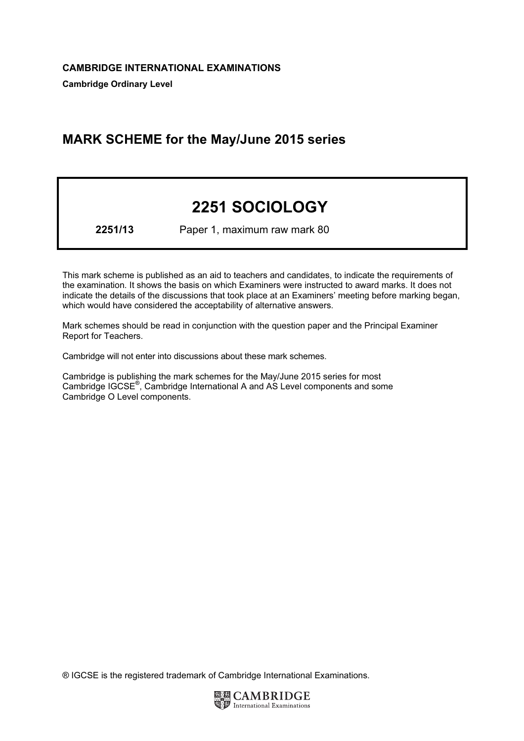**CAMBRIDGE INTERNATIONAL EXAMINATIONS**

**Cambridge Ordinary Level**

## MARK SCHEME for the May/June 2015 series

# 2251 SOCIOLOGY

**2251/13** Paper 1, maximum raw mark 80

This mark scheme is published as an aid to teachers and candidates, to indicate the requirements of the examination. It shows the basis on which Examiners were instructed to award marks. It does not indicate the details of the discussions that took place at an Examiners' meeting before marking began, which would have considered the acceptability of alternative answers.

Mark schemes should be read in conjunction with the question paper and the Principal Examiner Report for Teachers.

Cambridge will not enter into discussions about these mark schemes.

Cambridge is publishing the mark schemes for the May/June 2015 series for most Cambridge IGCSE®, Cambridge International A and AS Level components and some Cambridge O Level components.

® IGCSE is the registered trademark of Cambridge International Examinations.

CAMBRIDGE International Examinations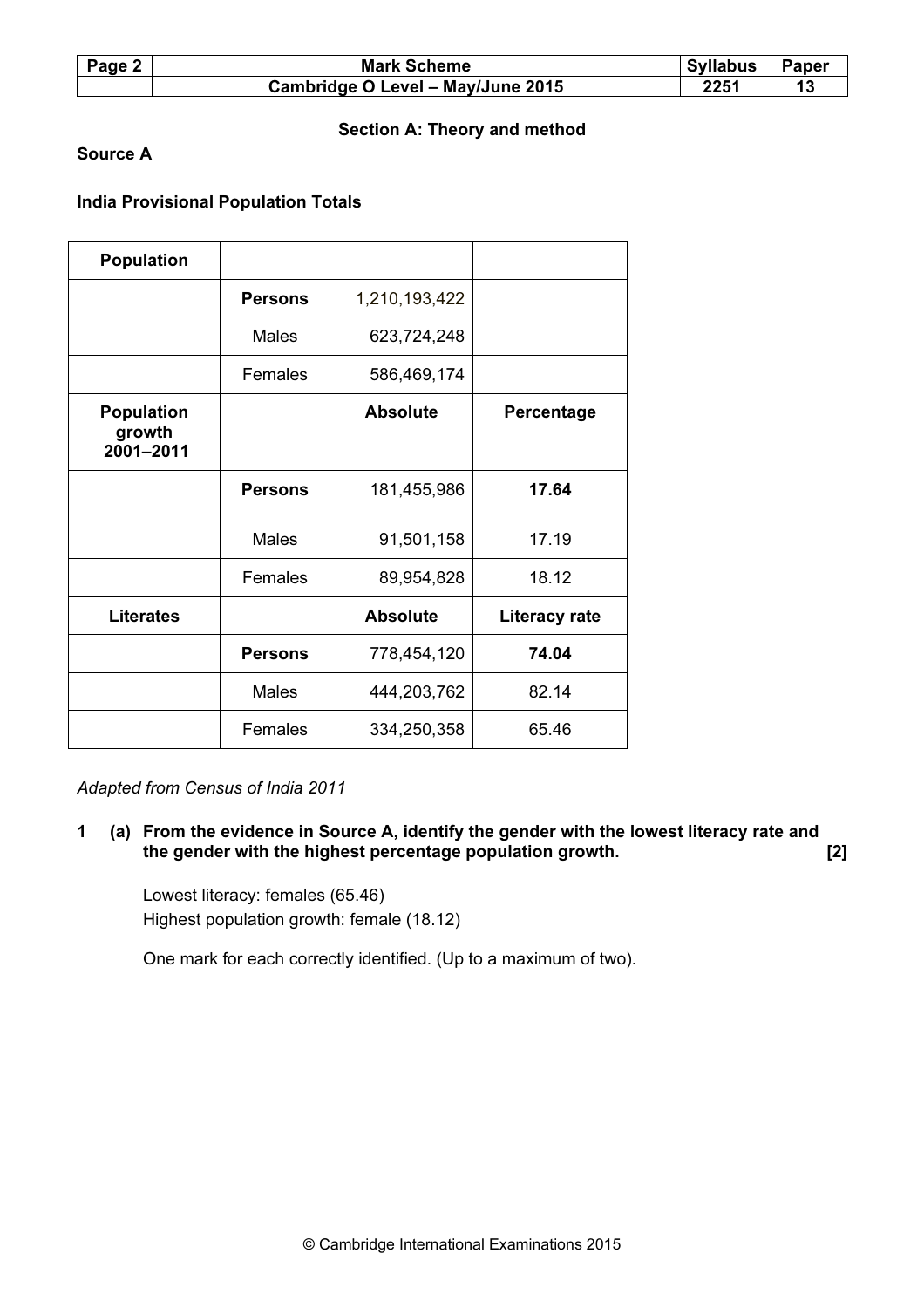### Section A: Theory and method

**Source A**

**India Provisional Population Totals**

| **Population** | | | |
|---|---|---|---|
| | **Persons** | 1,210,193,422 | |
| | Males | 623,724,248 | |
| | Females | 586,469,174 | |
| **Population growth 2001–2011** | | **Absolute** | **Percentage** |
| | **Persons** | 181,455,986 | **17.64** |
| | Males | 91,501,158 | 17.19 |
| | Females | 89,954,828 | 18.12 |
| **Literates** | | **Absolute** | **Literacy rate** |
| | **Persons** | 778,454,120 | **74.04** |
| | Males | 444,203,762 | 82.14 |
| | Females | 334,250,358 | 65.46 |

*Adapted from Census of India 2011*

**1 (a) From the evidence in Source A, identify the gender with the lowest literacy rate and the gender with the highest percentage population growth. [2]**

Lowest literacy: females (65.46)
Highest population growth: female (18.12)

One mark for each correctly identified. (Up to a maximum of two).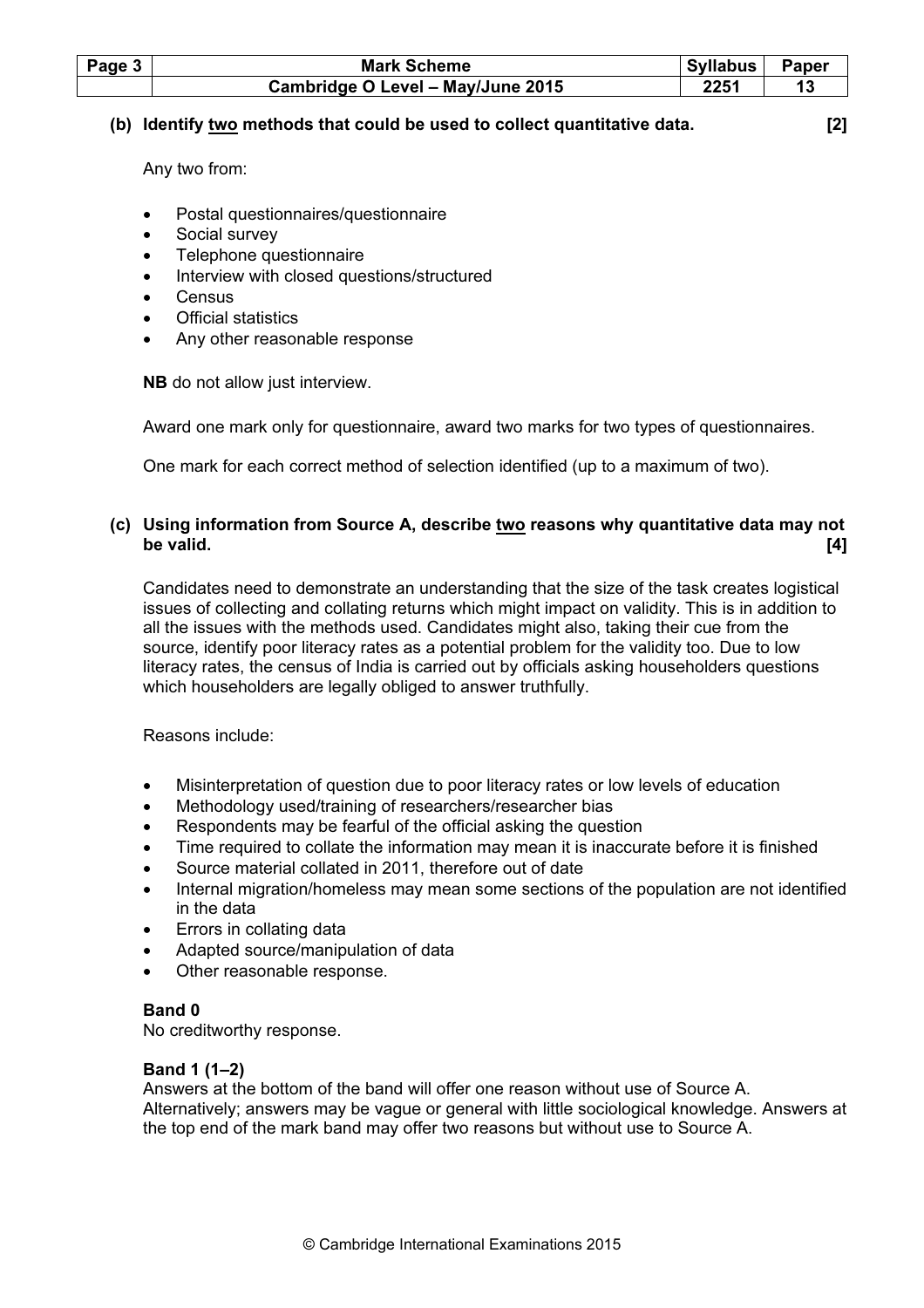**(b) Identify two methods that could be used to collect quantitative data. [2]**

Any two from:

- Postal questionnaires/questionnaire
- Social survey
- Telephone questionnaire
- Interview with closed questions/structured
- Census
- Official statistics
- Any other reasonable response

**NB** do not allow just interview.

Award one mark only for questionnaire, award two marks for two types of questionnaires.

One mark for each correct method of selection identified (up to a maximum of two).

**(c) Using information from Source A, describe two reasons why quantitative data may not be valid. [4]**

Candidates need to demonstrate an understanding that the size of the task creates logistical issues of collecting and collating returns which might impact on validity. This is in addition to all the issues with the methods used. Candidates might also, taking their cue from the source, identify poor literacy rates as a potential problem for the validity too. Due to low literacy rates, the census of India is carried out by officials asking householders questions which householders are legally obliged to answer truthfully.

Reasons include:

- Misinterpretation of question due to poor literacy rates or low levels of education
- Methodology used/training of researchers/researcher bias
- Respondents may be fearful of the official asking the question
- Time required to collate the information may mean it is inaccurate before it is finished
- Source material collated in 2011, therefore out of date
- Internal migration/homeless may mean some sections of the population are not identified in the data
- Errors in collating data
- Adapted source/manipulation of data
- Other reasonable response.

**Band 0**
No creditworthy response.

**Band 1 (1–2)**
Answers at the bottom of the band will offer one reason without use of Source A. Alternatively; answers may be vague or general with little sociological knowledge. Answers at the top end of the mark band may offer two reasons but without use to Source A.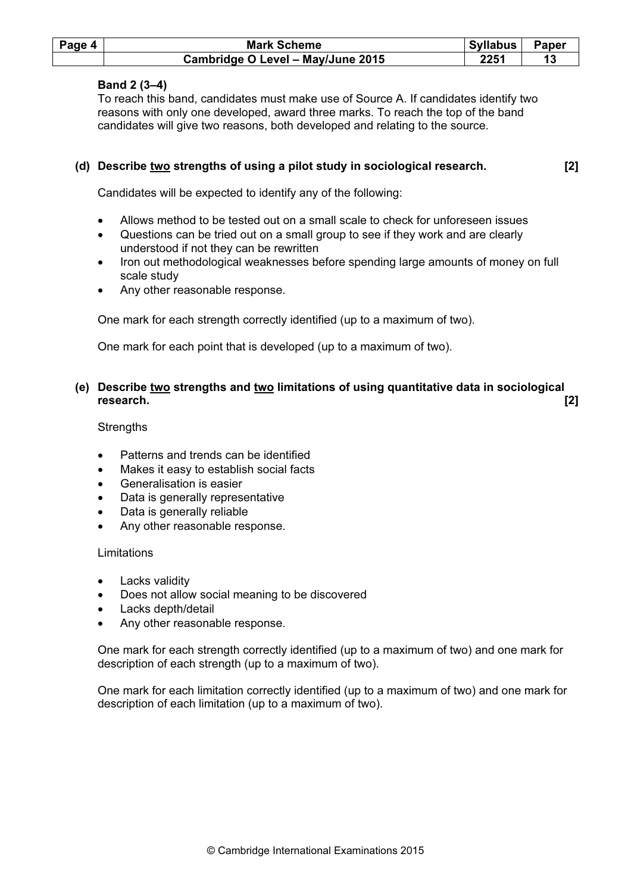**Band 2 (3–4)**
To reach this band, candidates must make use of Source A. If candidates identify two reasons with only one developed, award three marks. To reach the top of the band candidates will give two reasons, both developed and relating to the source.

**(d) Describe two strengths of using a pilot study in sociological research. [2]**

Candidates will be expected to identify any of the following:

- Allows method to be tested out on a small scale to check for unforeseen issues
- Questions can be tried out on a small group to see if they work and are clearly understood if not they can be rewritten
- Iron out methodological weaknesses before spending large amounts of money on full scale study
- Any other reasonable response.

One mark for each strength correctly identified (up to a maximum of two).

One mark for each point that is developed (up to a maximum of two).

**(e) Describe two strengths and two limitations of using quantitative data in sociological research. [2]**

Strengths

- Patterns and trends can be identified
- Makes it easy to establish social facts
- Generalisation is easier
- Data is generally representative
- Data is generally reliable
- Any other reasonable response.

Limitations

- Lacks validity
- Does not allow social meaning to be discovered
- Lacks depth/detail
- Any other reasonable response.

One mark for each strength correctly identified (up to a maximum of two) and one mark for description of each strength (up to a maximum of two).

One mark for each limitation correctly identified (up to a maximum of two) and one mark for description of each limitation (up to a maximum of two).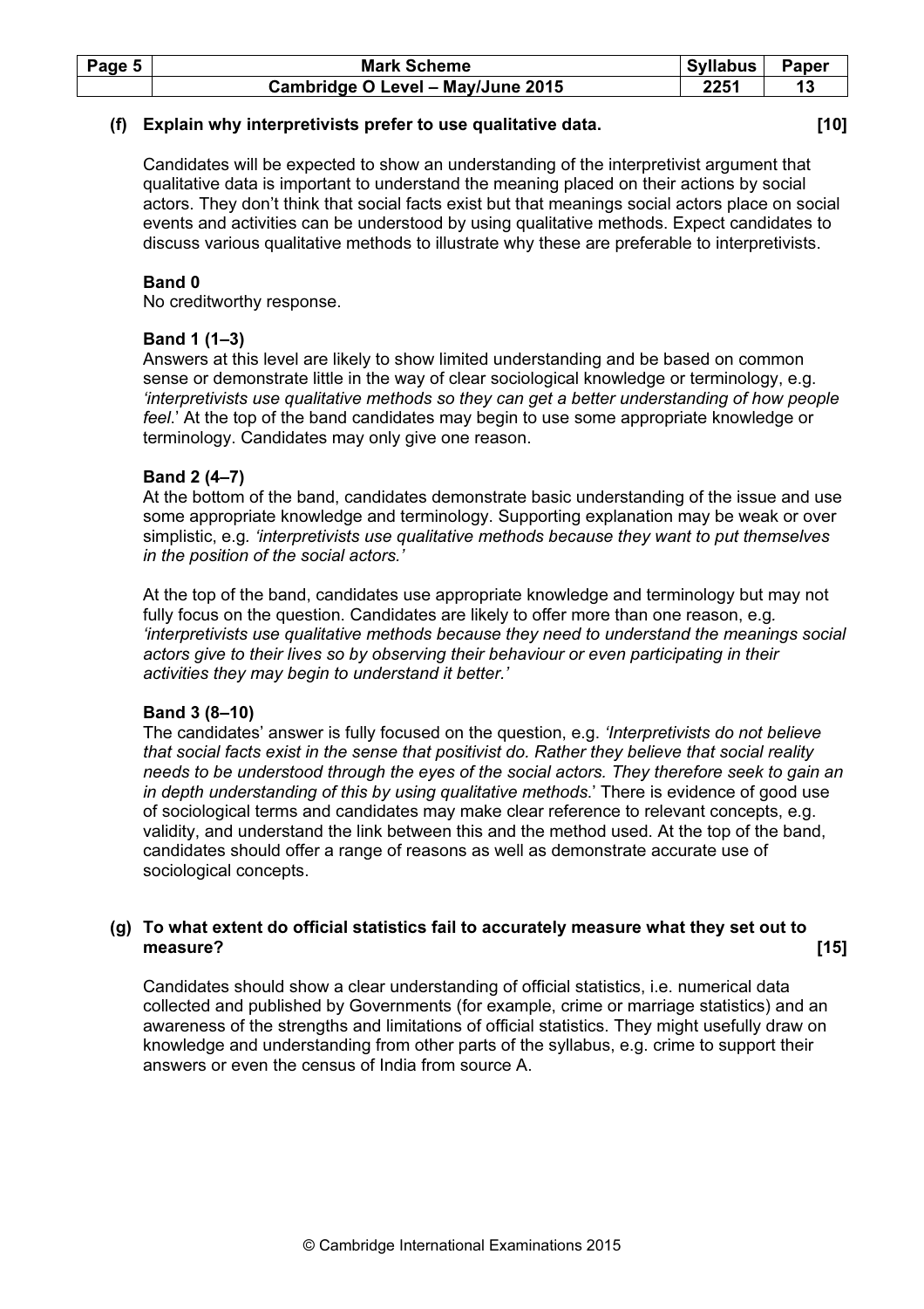**(f) Explain why interpretivists prefer to use qualitative data. [10]**

Candidates will be expected to show an understanding of the interpretivist argument that qualitative data is important to understand the meaning placed on their actions by social actors. They don't think that social facts exist but that meanings social actors place on social events and activities can be understood by using qualitative methods. Expect candidates to discuss various qualitative methods to illustrate why these are preferable to interpretivists.

**Band 0**
No creditworthy response.

**Band 1 (1–3)**
Answers at this level are likely to show limited understanding and be based on common sense or demonstrate little in the way of clear sociological knowledge or terminology, e.g. *'interpretivists use qualitative methods so they can get a better understanding of how people feel.'* At the top of the band candidates may begin to use some appropriate knowledge or terminology. Candidates may only give one reason.

**Band 2 (4–7)**
At the bottom of the band, candidates demonstrate basic understanding of the issue and use some appropriate knowledge and terminology. Supporting explanation may be weak or over simplistic, e.g. *'interpretivists use qualitative methods because they want to put themselves in the position of the social actors.'*

At the top of the band, candidates use appropriate knowledge and terminology but may not fully focus on the question. Candidates are likely to offer more than one reason, e.g. *'interpretivists use qualitative methods because they need to understand the meanings social actors give to their lives so by observing their behaviour or even participating in their activities they may begin to understand it better.'*

**Band 3 (8–10)**
The candidates' answer is fully focused on the question, e.g. *'Interpretivists do not believe that social facts exist in the sense that positivist do. Rather they believe that social reality needs to be understood through the eyes of the social actors. They therefore seek to gain an in depth understanding of this by using qualitative methods.'* There is evidence of good use of sociological terms and candidates may make clear reference to relevant concepts, e.g. validity, and understand the link between this and the method used. At the top of the band, candidates should offer a range of reasons as well as demonstrate accurate use of sociological concepts.

**(g) To what extent do official statistics fail to accurately measure what they set out to measure? [15]**

Candidates should show a clear understanding of official statistics, i.e. numerical data collected and published by Governments (for example, crime or marriage statistics) and an awareness of the strengths and limitations of official statistics. They might usefully draw on knowledge and understanding from other parts of the syllabus, e.g. crime to support their answers or even the census of India from source A.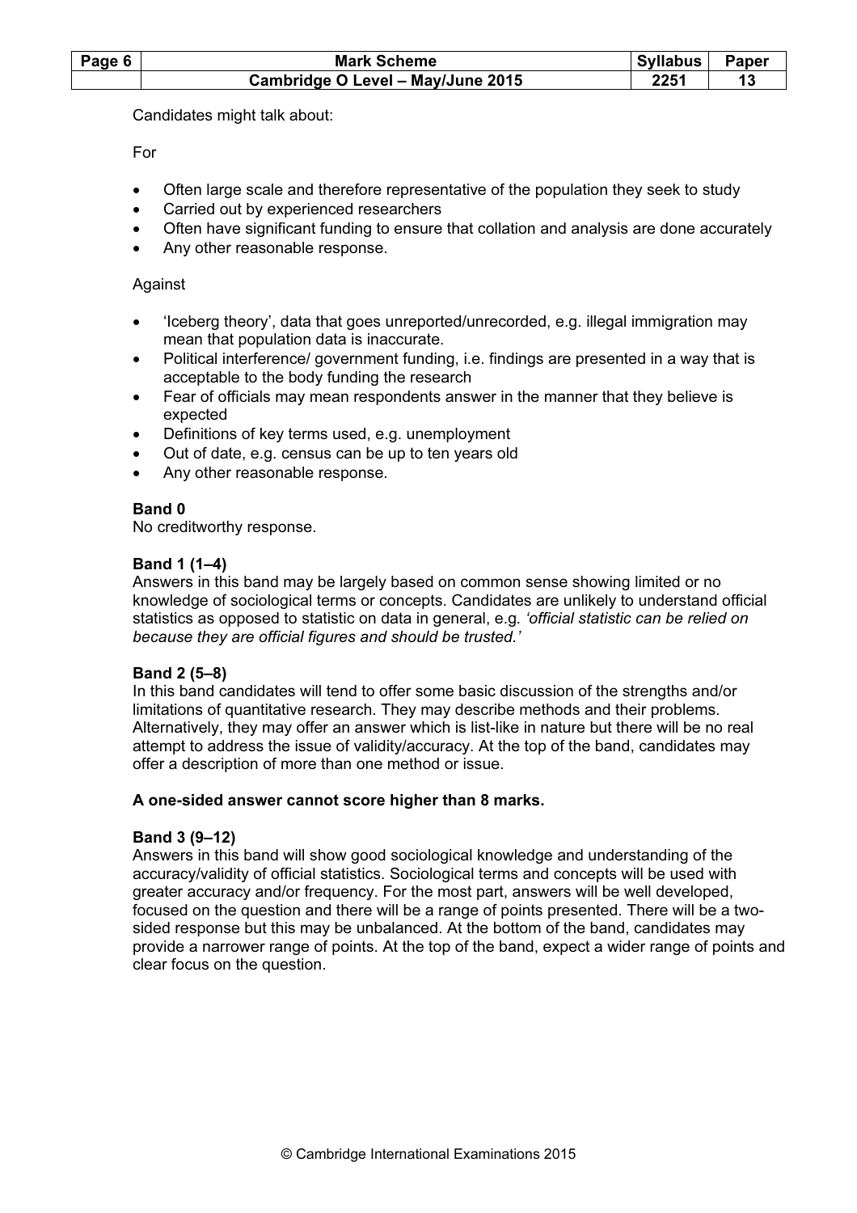Candidates might talk about:

For

- Often large scale and therefore representative of the population they seek to study
- Carried out by experienced researchers
- Often have significant funding to ensure that collation and analysis are done accurately
- Any other reasonable response.

Against

- 'Iceberg theory', data that goes unreported/unrecorded, e.g. illegal immigration may mean that population data is inaccurate.
- Political interference/ government funding, i.e. findings are presented in a way that is acceptable to the body funding the research
- Fear of officials may mean respondents answer in the manner that they believe is expected
- Definitions of key terms used, e.g. unemployment
- Out of date, e.g. census can be up to ten years old
- Any other reasonable response.

**Band 0**
No creditworthy response.

**Band 1 (1–4)**
Answers in this band may be largely based on common sense showing limited or no knowledge of sociological terms or concepts. Candidates are unlikely to understand official statistics as opposed to statistic on data in general, e.g. *'official statistic can be relied on because they are official figures and should be trusted.'*

**Band 2 (5–8)**
In this band candidates will tend to offer some basic discussion of the strengths and/or limitations of quantitative research. They may describe methods and their problems. Alternatively, they may offer an answer which is list-like in nature but there will be no real attempt to address the issue of validity/accuracy. At the top of the band, candidates may offer a description of more than one method or issue.

**A one-sided answer cannot score higher than 8 marks.**

**Band 3 (9–12)**
Answers in this band will show good sociological knowledge and understanding of the accuracy/validity of official statistics. Sociological terms and concepts will be used with greater accuracy and/or frequency. For the most part, answers will be well developed, focused on the question and there will be a range of points presented. There will be a two-sided response but this may be unbalanced. At the bottom of the band, candidates may provide a narrower range of points. At the top of the band, expect a wider range of points and clear focus on the question.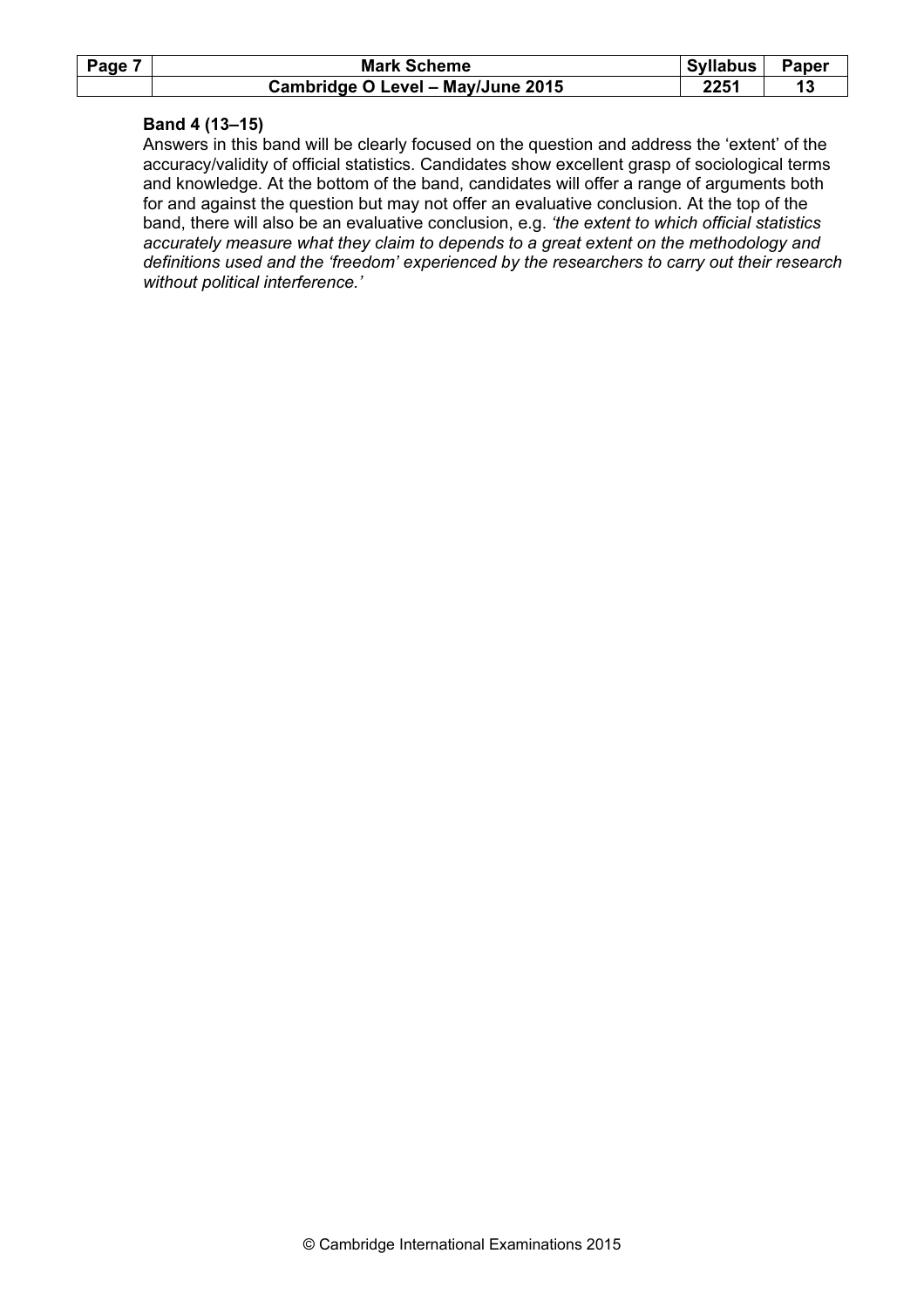**Band 4 (13–15)**

Answers in this band will be clearly focused on the question and address the 'extent' of the accuracy/validity of official statistics. Candidates show excellent grasp of sociological terms and knowledge. At the bottom of the band, candidates will offer a range of arguments both for and against the question but may not offer an evaluative conclusion. At the top of the band, there will also be an evaluative conclusion, e.g. *'the extent to which official statistics accurately measure what they claim to depends to a great extent on the methodology and definitions used and the 'freedom' experienced by the researchers to carry out their research without political interference.'*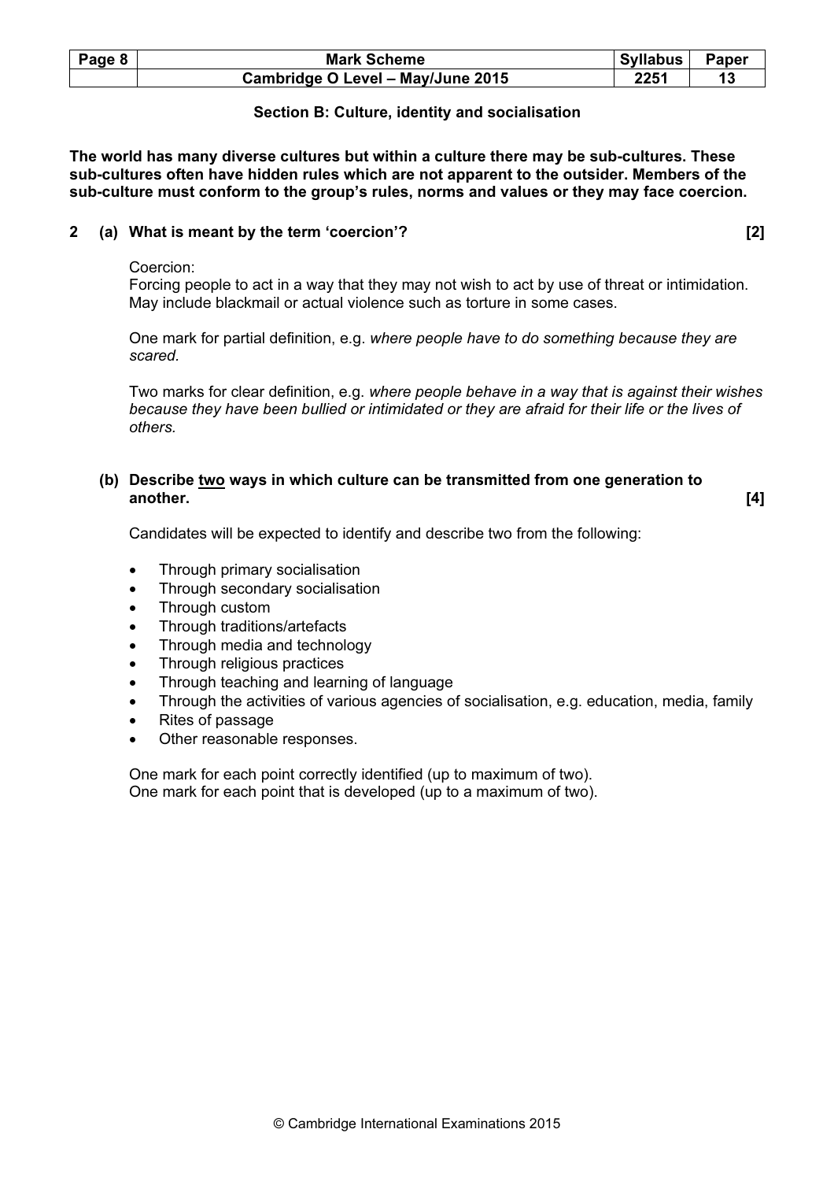### Section B: Culture, identity and socialisation

**The world has many diverse cultures but within a culture there may be sub-cultures. These sub-cultures often have hidden rules which are not apparent to the outsider. Members of the sub-culture must conform to the group's rules, norms and values or they may face coercion.**

**2 (a) What is meant by the term 'coercion'? [2]**

Coercion:
Forcing people to act in a way that they may not wish to act by use of threat or intimidation. May include blackmail or actual violence such as torture in some cases.

One mark for partial definition, e.g. *where people have to do something because they are scared.*

Two marks for clear definition, e.g. *where people behave in a way that is against their wishes because they have been bullied or intimidated or they are afraid for their life or the lives of others.*

**(b) Describe <u>two</u> ways in which culture can be transmitted from one generation to another. [4]**

Candidates will be expected to identify and describe two from the following:

- Through primary socialisation
- Through secondary socialisation
- Through custom
- Through traditions/artefacts
- Through media and technology
- Through religious practices
- Through teaching and learning of language
- Through the activities of various agencies of socialisation, e.g. education, media, family
- Rites of passage
- Other reasonable responses.

One mark for each point correctly identified (up to maximum of two).
One mark for each point that is developed (up to a maximum of two).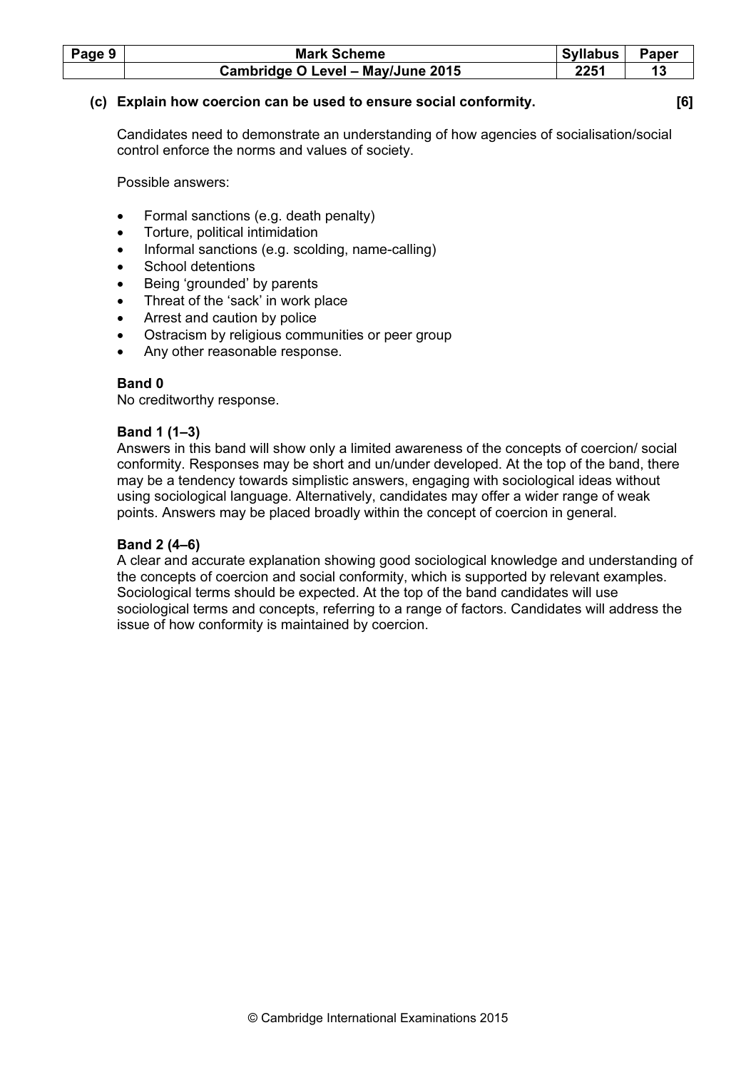**(c) Explain how coercion can be used to ensure social conformity. [6]**

Candidates need to demonstrate an understanding of how agencies of socialisation/social control enforce the norms and values of society.

Possible answers:

- Formal sanctions (e.g. death penalty)
- Torture, political intimidation
- Informal sanctions (e.g. scolding, name-calling)
- School detentions
- Being 'grounded' by parents
- Threat of the 'sack' in work place
- Arrest and caution by police
- Ostracism by religious communities or peer group
- Any other reasonable response.

**Band 0**
No creditworthy response.

**Band 1 (1–3)**
Answers in this band will show only a limited awareness of the concepts of coercion/ social conformity. Responses may be short and un/under developed. At the top of the band, there may be a tendency towards simplistic answers, engaging with sociological ideas without using sociological language. Alternatively, candidates may offer a wider range of weak points. Answers may be placed broadly within the concept of coercion in general.

**Band 2 (4–6)**
A clear and accurate explanation showing good sociological knowledge and understanding of the concepts of coercion and social conformity, which is supported by relevant examples. Sociological terms should be expected. At the top of the band candidates will use sociological terms and concepts, referring to a range of factors. Candidates will address the issue of how conformity is maintained by coercion.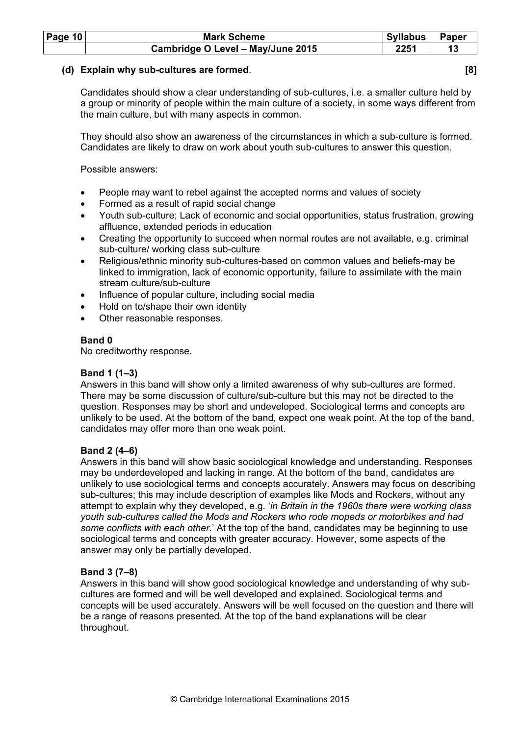**(d) Explain why sub-cultures are formed. [8]**

Candidates should show a clear understanding of sub-cultures, i.e. a smaller culture held by a group or minority of people within the main culture of a society, in some ways different from the main culture, but with many aspects in common.

They should also show an awareness of the circumstances in which a sub-culture is formed. Candidates are likely to draw on work about youth sub-cultures to answer this question.

Possible answers:

- People may want to rebel against the accepted norms and values of society
- Formed as a result of rapid social change
- Youth sub-culture; Lack of economic and social opportunities, status frustration, growing affluence, extended periods in education
- Creating the opportunity to succeed when normal routes are not available, e.g. criminal sub-culture/ working class sub-culture
- Religious/ethnic minority sub-cultures-based on common values and beliefs-may be linked to immigration, lack of economic opportunity, failure to assimilate with the main stream culture/sub-culture
- Influence of popular culture, including social media
- Hold on to/shape their own identity
- Other reasonable responses.

**Band 0**
No creditworthy response.

**Band 1 (1–3)**
Answers in this band will show only a limited awareness of why sub-cultures are formed. There may be some discussion of culture/sub-culture but this may not be directed to the question. Responses may be short and undeveloped. Sociological terms and concepts are unlikely to be used. At the bottom of the band, expect one weak point. At the top of the band, candidates may offer more than one weak point.

**Band 2 (4–6)**
Answers in this band will show basic sociological knowledge and understanding. Responses may be underdeveloped and lacking in range. At the bottom of the band, candidates are unlikely to use sociological terms and concepts accurately. Answers may focus on describing sub-cultures; this may include description of examples like Mods and Rockers, without any attempt to explain why they developed, e.g. '*in Britain in the 1960s there were working class youth sub-cultures called the Mods and Rockers who rode mopeds or motorbikes and had some conflicts with each other*.' At the top of the band, candidates may be beginning to use sociological terms and concepts with greater accuracy. However, some aspects of the answer may only be partially developed.

**Band 3 (7–8)**
Answers in this band will show good sociological knowledge and understanding of why sub-cultures are formed and will be well developed and explained. Sociological terms and concepts will be used accurately. Answers will be well focused on the question and there will be a range of reasons presented. At the top of the band explanations will be clear throughout.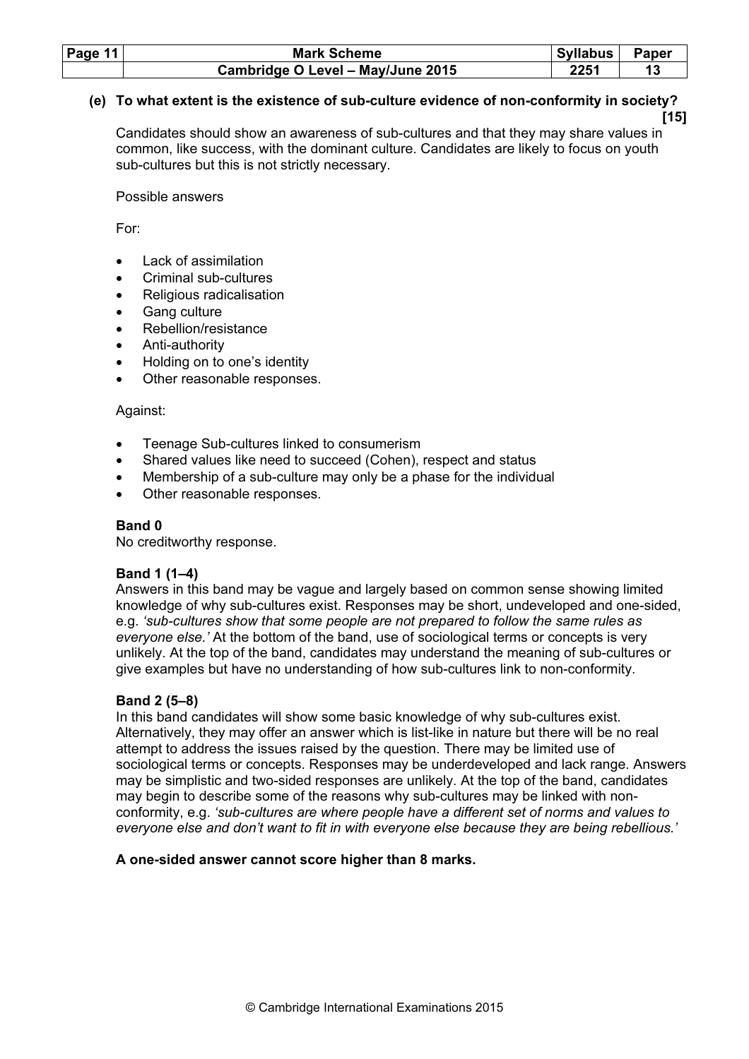**(e) To what extent is the existence of sub-culture evidence of non-conformity in society? [15]**

Candidates should show an awareness of sub-cultures and that they may share values in common, like success, with the dominant culture. Candidates are likely to focus on youth sub-cultures but this is not strictly necessary.

Possible answers

For:

- Lack of assimilation
- Criminal sub-cultures
- Religious radicalisation
- Gang culture
- Rebellion/resistance
- Anti-authority
- Holding on to one's identity
- Other reasonable responses.

Against:

- Teenage Sub-cultures linked to consumerism
- Shared values like need to succeed (Cohen), respect and status
- Membership of a sub-culture may only be a phase for the individual
- Other reasonable responses.

**Band 0**
No creditworthy response.

**Band 1 (1–4)**
Answers in this band may be vague and largely based on common sense showing limited knowledge of why sub-cultures exist. Responses may be short, undeveloped and one-sided, e.g. *'sub-cultures show that some people are not prepared to follow the same rules as everyone else.'* At the bottom of the band, use of sociological terms or concepts is very unlikely. At the top of the band, candidates may understand the meaning of sub-cultures or give examples but have no understanding of how sub-cultures link to non-conformity.

**Band 2 (5–8)**
In this band candidates will show some basic knowledge of why sub-cultures exist. Alternatively, they may offer an answer which is list-like in nature but there will be no real attempt to address the issues raised by the question. There may be limited use of sociological terms or concepts. Responses may be underdeveloped and lack range. Answers may be simplistic and two-sided responses are unlikely. At the top of the band, candidates may begin to describe some of the reasons why sub-cultures may be linked with non-conformity, e.g. *'sub-cultures are where people have a different set of norms and values to everyone else and don't want to fit in with everyone else because they are being rebellious.'*

**A one-sided answer cannot score higher than 8 marks.**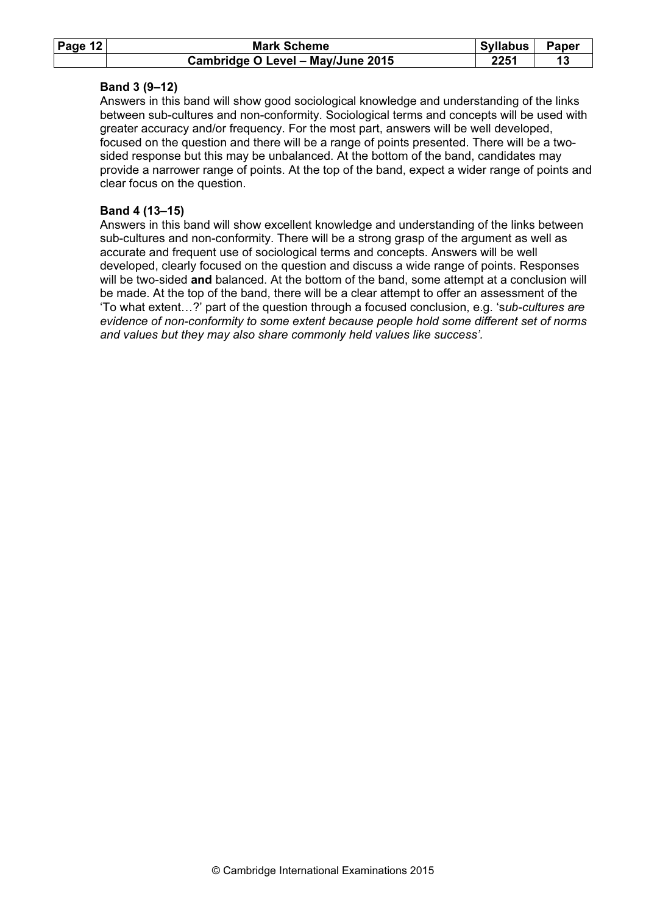**Band 3 (9–12)**

Answers in this band will show good sociological knowledge and understanding of the links between sub-cultures and non-conformity. Sociological terms and concepts will be used with greater accuracy and/or frequency. For the most part, answers will be well developed, focused on the question and there will be a range of points presented. There will be a two-sided response but this may be unbalanced. At the bottom of the band, candidates may provide a narrower range of points. At the top of the band, expect a wider range of points and clear focus on the question.

**Band 4 (13–15)**

Answers in this band will show excellent knowledge and understanding of the links between sub-cultures and non-conformity. There will be a strong grasp of the argument as well as accurate and frequent use of sociological terms and concepts. Answers will be well developed, clearly focused on the question and discuss a wide range of points. Responses will be two-sided **and** balanced. At the bottom of the band, some attempt at a conclusion will be made. At the top of the band, there will be a clear attempt to offer an assessment of the 'To what extent…?' part of the question through a focused conclusion, e.g. '*sub-cultures are evidence of non-conformity to some extent because people hold some different set of norms and values but they may also share commonly held values like success*'.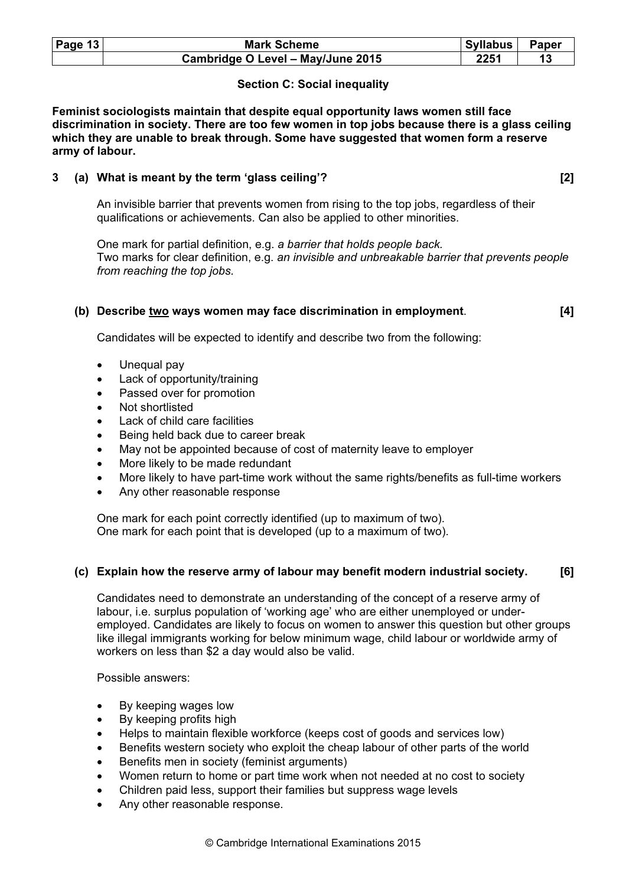## Section C: Social inequality

**Feminist sociologists maintain that despite equal opportunity laws women still face discrimination in society. There are too few women in top jobs because there is a glass ceiling which they are unable to break through. Some have suggested that women form a reserve army of labour.**

**3 (a) What is meant by the term 'glass ceiling'? [2]**

An invisible barrier that prevents women from rising to the top jobs, regardless of their qualifications or achievements. Can also be applied to other minorities.

One mark for partial definition, e.g. *a barrier that holds people back.*
Two marks for clear definition, e.g. *an invisible and unbreakable barrier that prevents people from reaching the top jobs.*

**(b) Describe two ways women may face discrimination in employment. [4]**

Candidates will be expected to identify and describe two from the following:

- Unequal pay
- Lack of opportunity/training
- Passed over for promotion
- Not shortlisted
- Lack of child care facilities
- Being held back due to career break
- May not be appointed because of cost of maternity leave to employer
- More likely to be made redundant
- More likely to have part-time work without the same rights/benefits as full-time workers
- Any other reasonable response

One mark for each point correctly identified (up to maximum of two).
One mark for each point that is developed (up to a maximum of two).

**(c) Explain how the reserve army of labour may benefit modern industrial society. [6]**

Candidates need to demonstrate an understanding of the concept of a reserve army of labour, i.e. surplus population of 'working age' who are either unemployed or under-employed. Candidates are likely to focus on women to answer this question but other groups like illegal immigrants working for below minimum wage, child labour or worldwide army of workers on less than $2 a day would also be valid.

Possible answers:

- By keeping wages low
- By keeping profits high
- Helps to maintain flexible workforce (keeps cost of goods and services low)
- Benefits western society who exploit the cheap labour of other parts of the world
- Benefits men in society (feminist arguments)
- Women return to home or part time work when not needed at no cost to society
- Children paid less, support their families but suppress wage levels
- Any other reasonable response.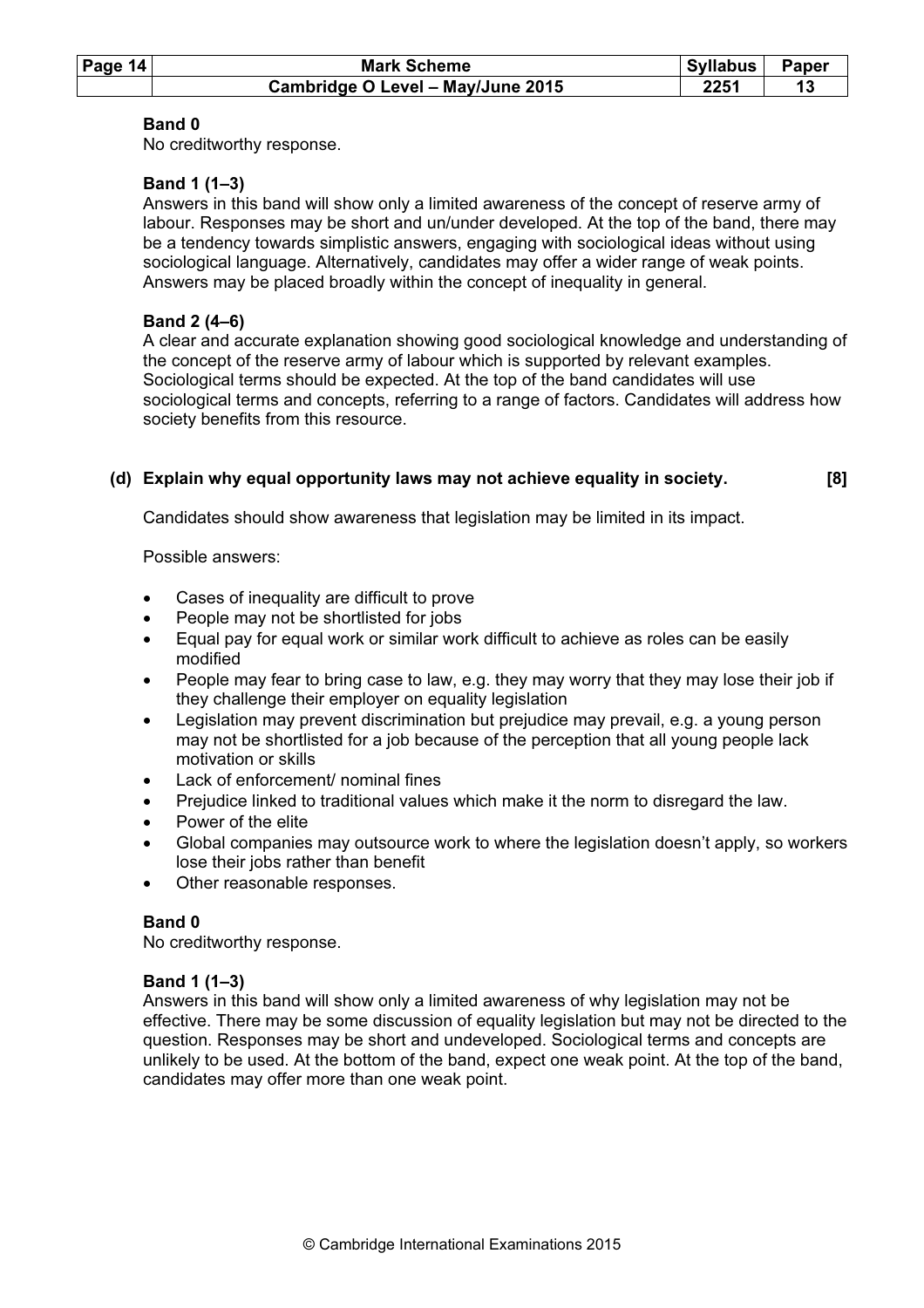**Band 0**
No creditworthy response.

**Band 1 (1–3)**
Answers in this band will show only a limited awareness of the concept of reserve army of labour. Responses may be short and un/under developed. At the top of the band, there may be a tendency towards simplistic answers, engaging with sociological ideas without using sociological language. Alternatively, candidates may offer a wider range of weak points. Answers may be placed broadly within the concept of inequality in general.

**Band 2 (4–6)**
A clear and accurate explanation showing good sociological knowledge and understanding of the concept of the reserve army of labour which is supported by relevant examples. Sociological terms should be expected. At the top of the band candidates will use sociological terms and concepts, referring to a range of factors. Candidates will address how society benefits from this resource.

**(d) Explain why equal opportunity laws may not achieve equality in society. [8]**

Candidates should show awareness that legislation may be limited in its impact.

Possible answers:

- Cases of inequality are difficult to prove
- People may not be shortlisted for jobs
- Equal pay for equal work or similar work difficult to achieve as roles can be easily modified
- People may fear to bring case to law, e.g. they may worry that they may lose their job if they challenge their employer on equality legislation
- Legislation may prevent discrimination but prejudice may prevail, e.g. a young person may not be shortlisted for a job because of the perception that all young people lack motivation or skills
- Lack of enforcement/ nominal fines
- Prejudice linked to traditional values which make it the norm to disregard the law.
- Power of the elite
- Global companies may outsource work to where the legislation doesn't apply, so workers lose their jobs rather than benefit
- Other reasonable responses.

**Band 0**
No creditworthy response.

**Band 1 (1–3)**
Answers in this band will show only a limited awareness of why legislation may not be effective. There may be some discussion of equality legislation but may not be directed to the question. Responses may be short and undeveloped. Sociological terms and concepts are unlikely to be used. At the bottom of the band, expect one weak point. At the top of the band, candidates may offer more than one weak point.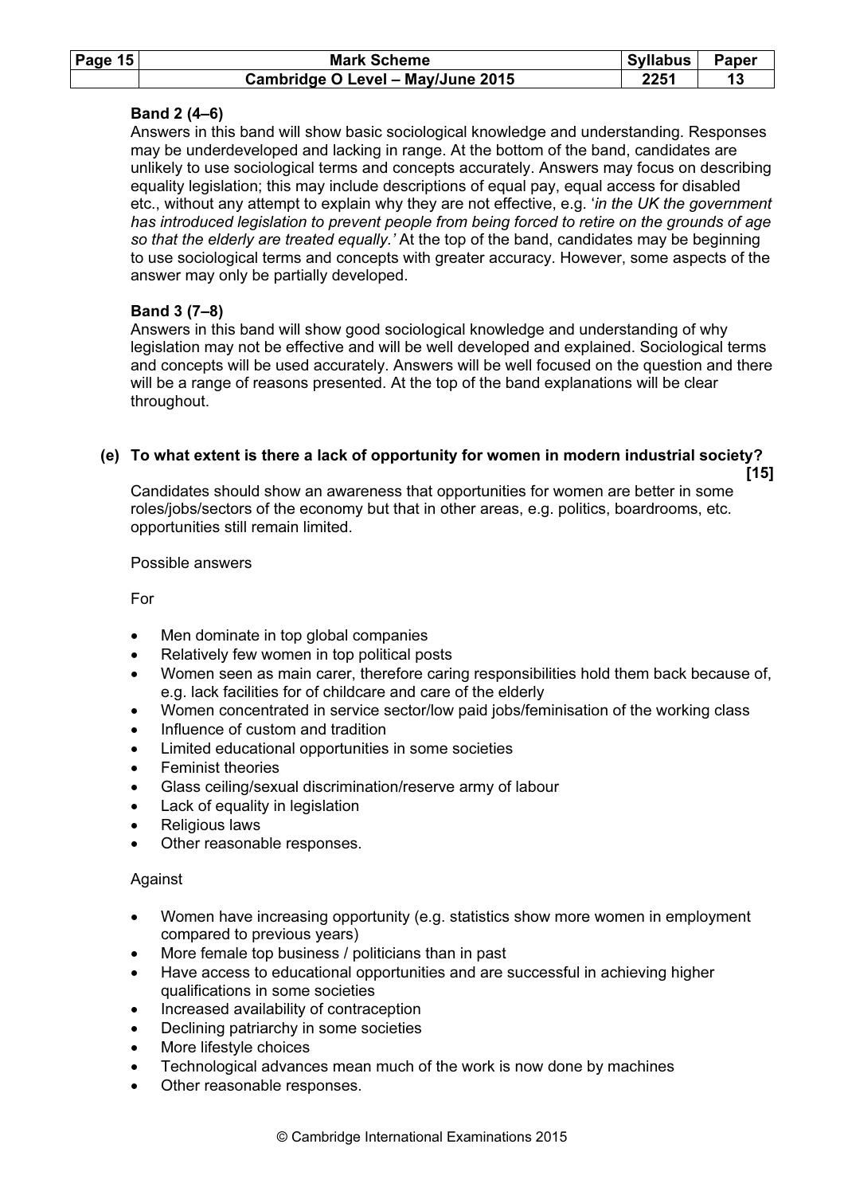**Band 2 (4–6)**
Answers in this band will show basic sociological knowledge and understanding. Responses may be underdeveloped and lacking in range. At the bottom of the band, candidates are unlikely to use sociological terms and concepts accurately. Answers may focus on describing equality legislation; this may include descriptions of equal pay, equal access for disabled etc., without any attempt to explain why they are not effective, e.g. '*in the UK the government has introduced legislation to prevent people from being forced to retire on the grounds of age so that the elderly are treated equally.*' At the top of the band, candidates may be beginning to use sociological terms and concepts with greater accuracy. However, some aspects of the answer may only be partially developed.

**Band 3 (7–8)**
Answers in this band will show good sociological knowledge and understanding of why legislation may not be effective and will be well developed and explained. Sociological terms and concepts will be used accurately. Answers will be well focused on the question and there will be a range of reasons presented. At the top of the band explanations will be clear throughout.

**(e) To what extent is there a lack of opportunity for women in modern industrial society? [15]**

Candidates should show an awareness that opportunities for women are better in some roles/jobs/sectors of the economy but that in other areas, e.g. politics, boardrooms, etc. opportunities still remain limited.

Possible answers

For

- Men dominate in top global companies
- Relatively few women in top political posts
- Women seen as main carer, therefore caring responsibilities hold them back because of, e.g. lack facilities for of childcare and care of the elderly
- Women concentrated in service sector/low paid jobs/feminisation of the working class
- Influence of custom and tradition
- Limited educational opportunities in some societies
- Feminist theories
- Glass ceiling/sexual discrimination/reserve army of labour
- Lack of equality in legislation
- Religious laws
- Other reasonable responses.

Against

- Women have increasing opportunity (e.g. statistics show more women in employment compared to previous years)
- More female top business / politicians than in past
- Have access to educational opportunities and are successful in achieving higher qualifications in some societies
- Increased availability of contraception
- Declining patriarchy in some societies
- More lifestyle choices
- Technological advances mean much of the work is now done by machines
- Other reasonable responses.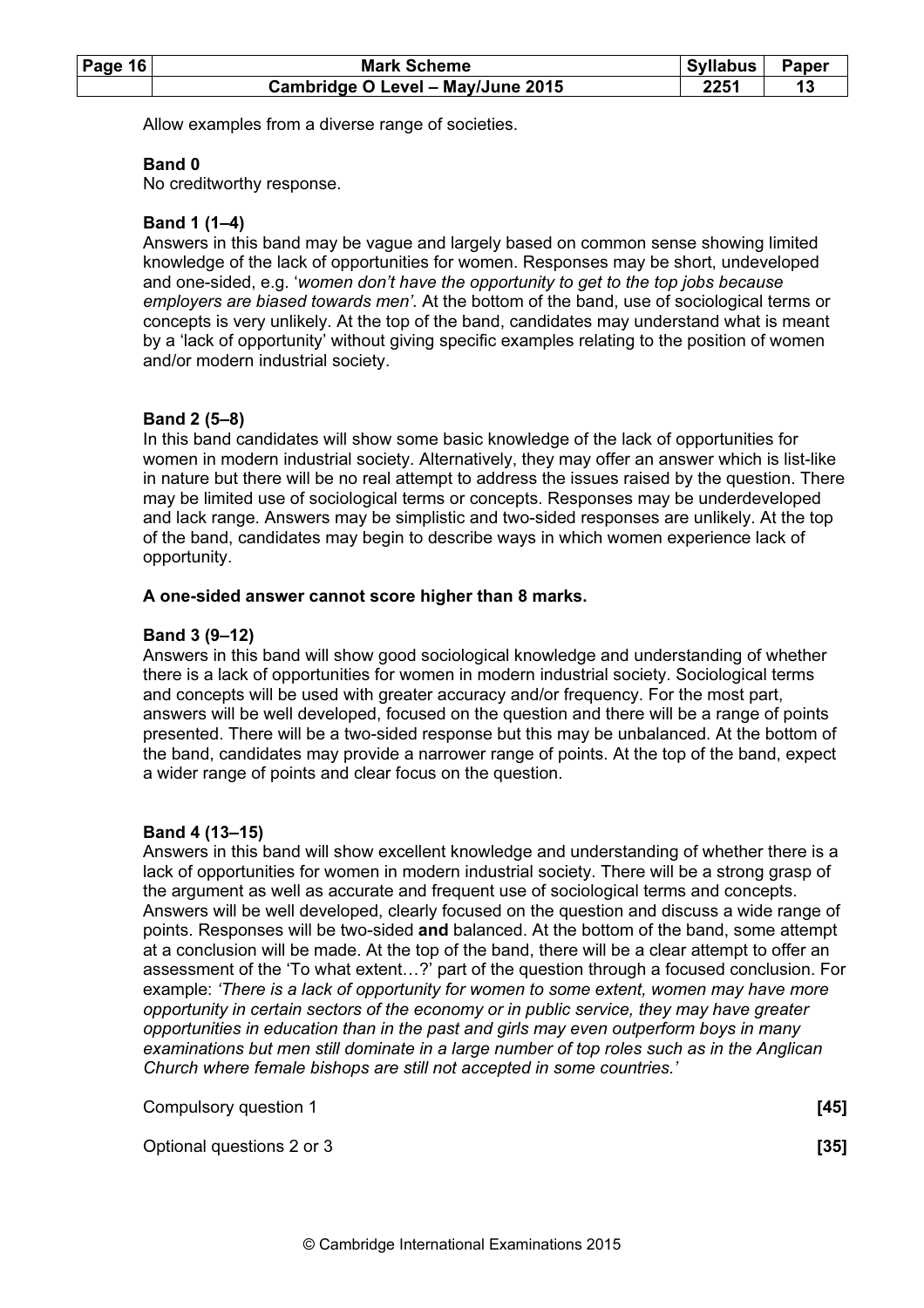Allow examples from a diverse range of societies.

**Band 0**
No creditworthy response.

**Band 1 (1–4)**
Answers in this band may be vague and largely based on common sense showing limited knowledge of the lack of opportunities for women. Responses may be short, undeveloped and one-sided, e.g. '*women don't have the opportunity to get to the top jobs because employers are biased towards men'*. At the bottom of the band, use of sociological terms or concepts is very unlikely. At the top of the band, candidates may understand what is meant by a 'lack of opportunity' without giving specific examples relating to the position of women and/or modern industrial society.

**Band 2 (5–8)**
In this band candidates will show some basic knowledge of the lack of opportunities for women in modern industrial society. Alternatively, they may offer an answer which is list-like in nature but there will be no real attempt to address the issues raised by the question. There may be limited use of sociological terms or concepts. Responses may be underdeveloped and lack range. Answers may be simplistic and two-sided responses are unlikely. At the top of the band, candidates may begin to describe ways in which women experience lack of opportunity.

**A one-sided answer cannot score higher than 8 marks.**

**Band 3 (9–12)**
Answers in this band will show good sociological knowledge and understanding of whether there is a lack of opportunities for women in modern industrial society. Sociological terms and concepts will be used with greater accuracy and/or frequency. For the most part, answers will be well developed, focused on the question and there will be a range of points presented. There will be a two-sided response but this may be unbalanced. At the bottom of the band, candidates may provide a narrower range of points. At the top of the band, expect a wider range of points and clear focus on the question.

**Band 4 (13–15)**
Answers in this band will show excellent knowledge and understanding of whether there is a lack of opportunities for women in modern industrial society. There will be a strong grasp of the argument as well as accurate and frequent use of sociological terms and concepts. Answers will be well developed, clearly focused on the question and discuss a wide range of points. Responses will be two-sided **and** balanced. At the bottom of the band, some attempt at a conclusion will be made. At the top of the band, there will be a clear attempt to offer an assessment of the 'To what extent…?' part of the question through a focused conclusion. For example: *'There is a lack of opportunity for women to some extent, women may have more opportunity in certain sectors of the economy or in public service, they may have greater opportunities in education than in the past and girls may even outperform boys in many examinations but men still dominate in a large number of top roles such as in the Anglican Church where female bishops are still not accepted in some countries.'*

Compulsory question 1 **[45]**

Optional questions 2 or 3 **[35]**